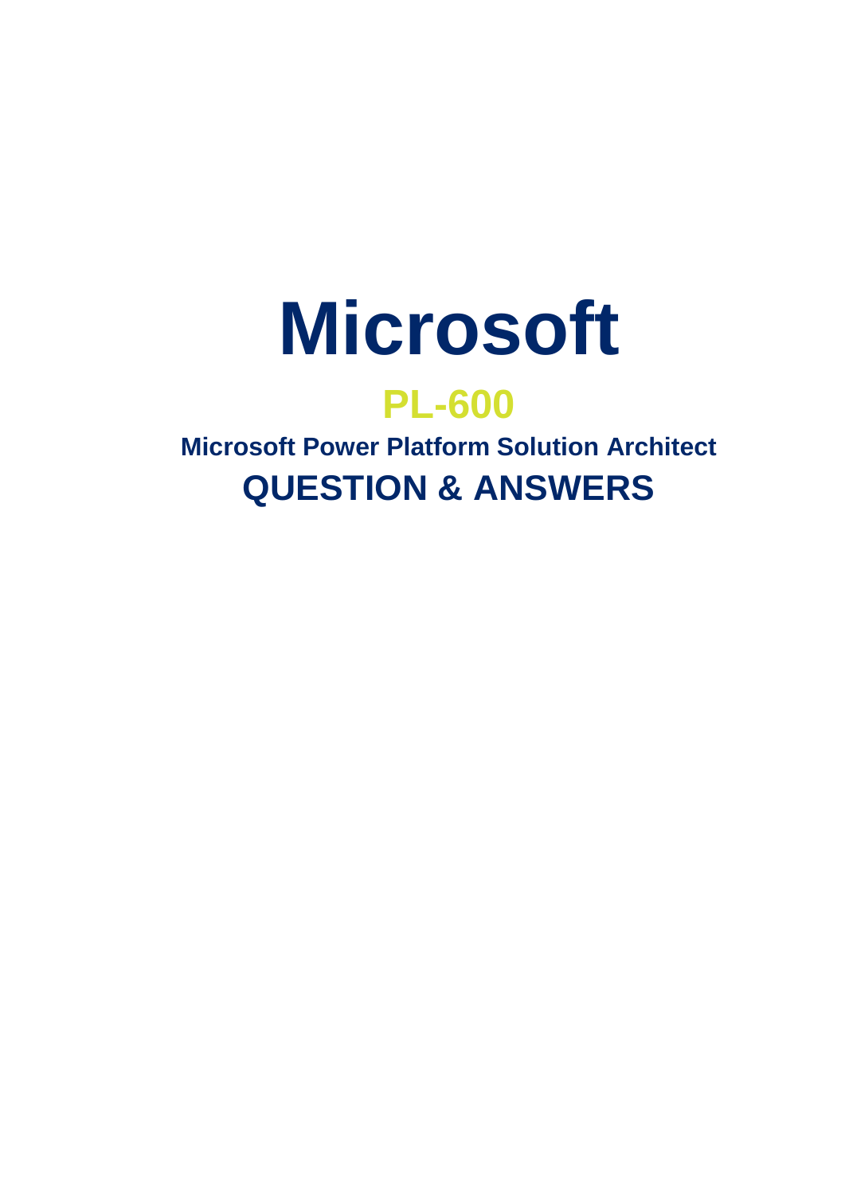# Microsoft

## PL-600

### Microsoft Power Platform Solution Architect

## QUESTION & ANSWERS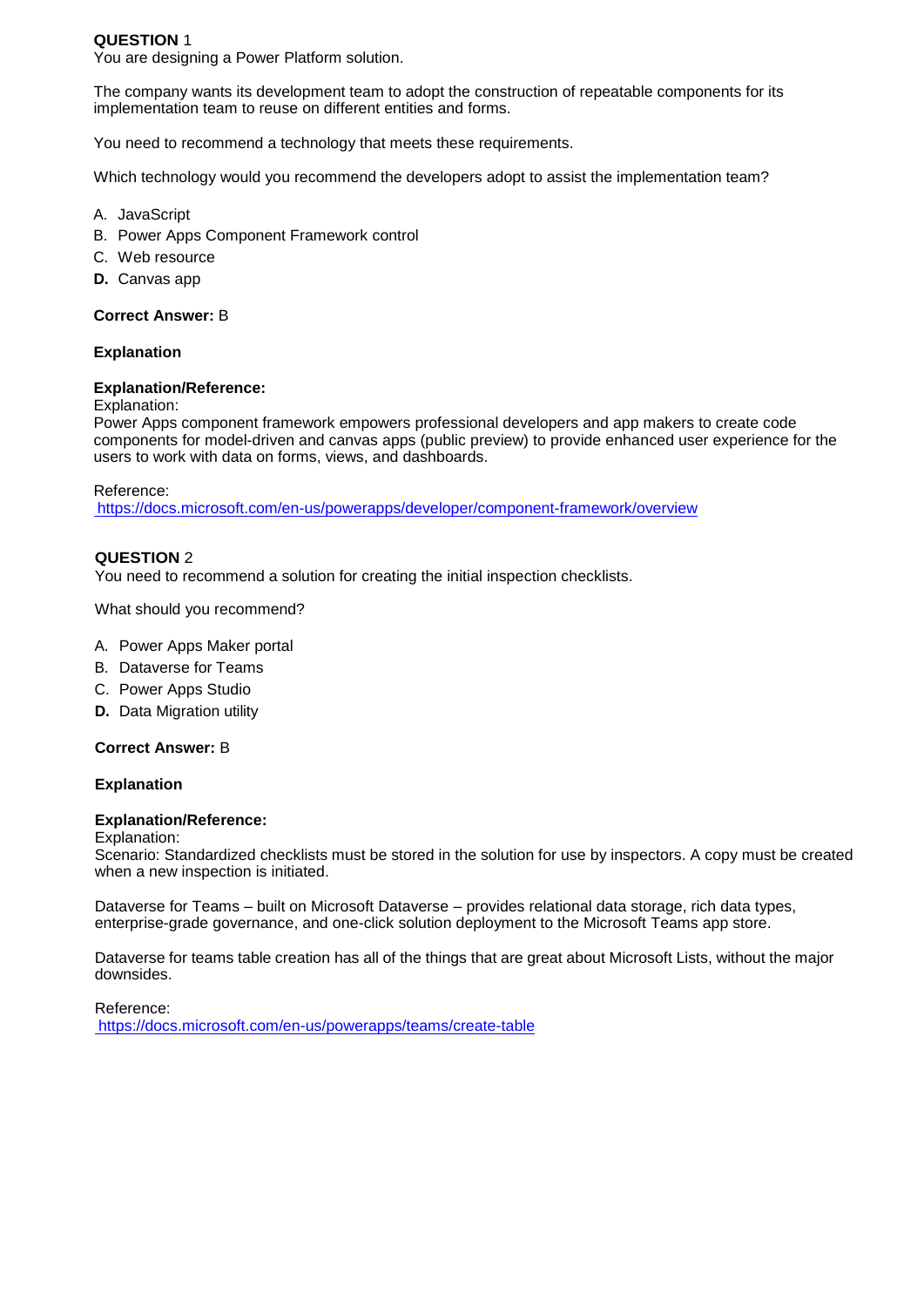**QUESTION** 1

You are designing a Power Platform solution.

The company wants its development team to adopt the construction of repeatable components for its implementation team to reuse on different entities and forms.

You need to recommend a technology that meets these requirements.

Which technology would you recommend the developers adopt to assist the implementation team?

A. JavaScript
B. Power Apps Component Framework control
C. Web resource
**D.** Canvas app

**Correct Answer:** B

**Explanation**

**Explanation/Reference:**

Explanation:

Power Apps component framework empowers professional developers and app makers to create code components for model-driven and canvas apps (public preview) to provide enhanced user experience for the users to work with data on forms, views, and dashboards.

Reference:

https://docs.microsoft.com/en-us/powerapps/developer/component-framework/overview

**QUESTION** 2

You need to recommend a solution for creating the initial inspection checklists.

What should you recommend?

A. Power Apps Maker portal
B. Dataverse for Teams
C. Power Apps Studio
**D.** Data Migration utility

**Correct Answer:** B

**Explanation**

**Explanation/Reference:**

Explanation:

Scenario: Standardized checklists must be stored in the solution for use by inspectors. A copy must be created when a new inspection is initiated.

Dataverse for Teams – built on Microsoft Dataverse – provides relational data storage, rich data types, enterprise-grade governance, and one-click solution deployment to the Microsoft Teams app store.

Dataverse for teams table creation has all of the things that are great about Microsoft Lists, without the major downsides.

Reference:

https://docs.microsoft.com/en-us/powerapps/teams/create-table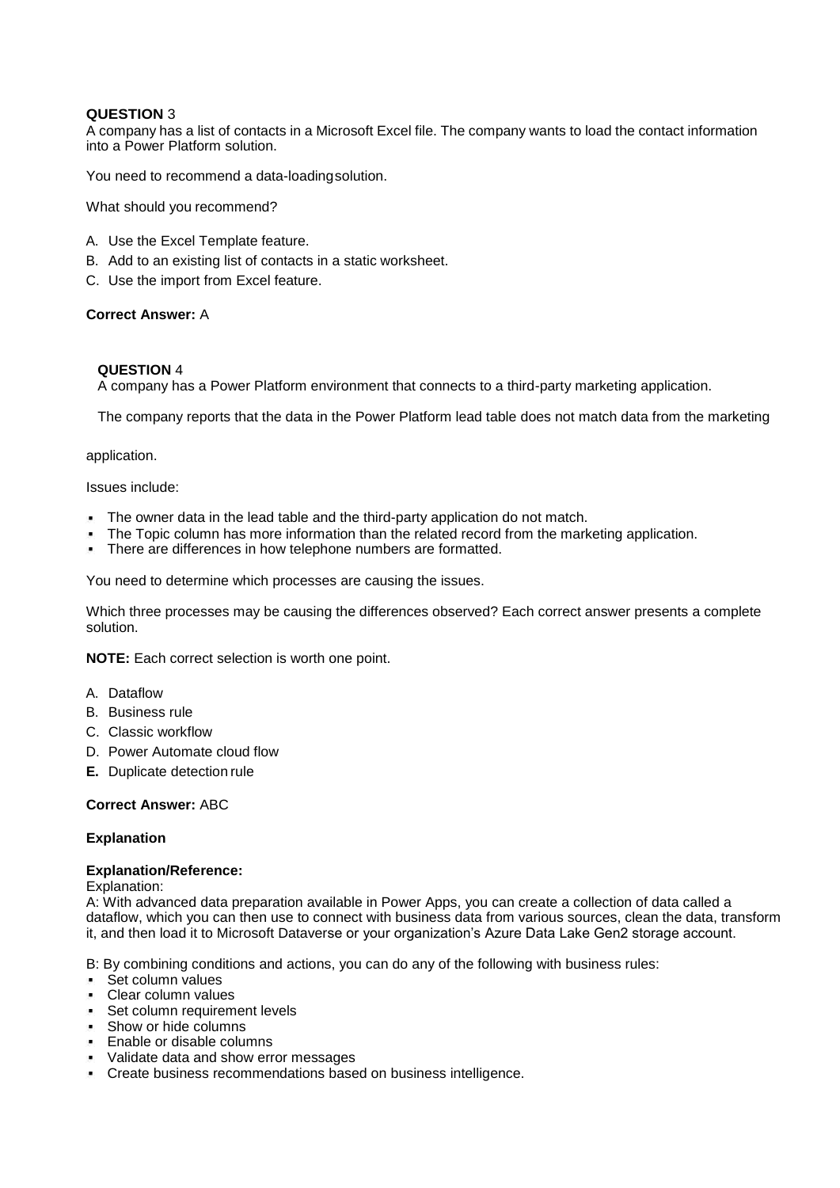**QUESTION** 3

A company has a list of contacts in a Microsoft Excel file. The company wants to load the contact information into a Power Platform solution.

You need to recommend a data-loadingsolution.

What should you recommend?

A. Use the Excel Template feature.
B. Add to an existing list of contacts in a static worksheet.
C. Use the import from Excel feature.

**Correct Answer:** A

**QUESTION** 4

A company has a Power Platform environment that connects to a third-party marketing application.

The company reports that the data in the Power Platform lead table does not match data from the marketing

application.

Issues include:

- The owner data in the lead table and the third-party application do not match.
- The Topic column has more information than the related record from the marketing application.
- There are differences in how telephone numbers are formatted.

You need to determine which processes are causing the issues.

Which three processes may be causing the differences observed? Each correct answer presents a complete solution.

**NOTE:** Each correct selection is worth one point.

A. Dataflow
B. Business rule
C. Classic workflow
D. Power Automate cloud flow
**E.** Duplicate detection rule

**Correct Answer:** ABC

**Explanation**

**Explanation/Reference:**

Explanation:

A: With advanced data preparation available in Power Apps, you can create a collection of data called a dataflow, which you can then use to connect with business data from various sources, clean the data, transform it, and then load it to Microsoft Dataverse or your organization's Azure Data Lake Gen2 storage account.

B: By combining conditions and actions, you can do any of the following with business rules:

- Set column values
- Clear column values
- Set column requirement levels
- Show or hide columns
- Enable or disable columns
- Validate data and show error messages
- Create business recommendations based on business intelligence.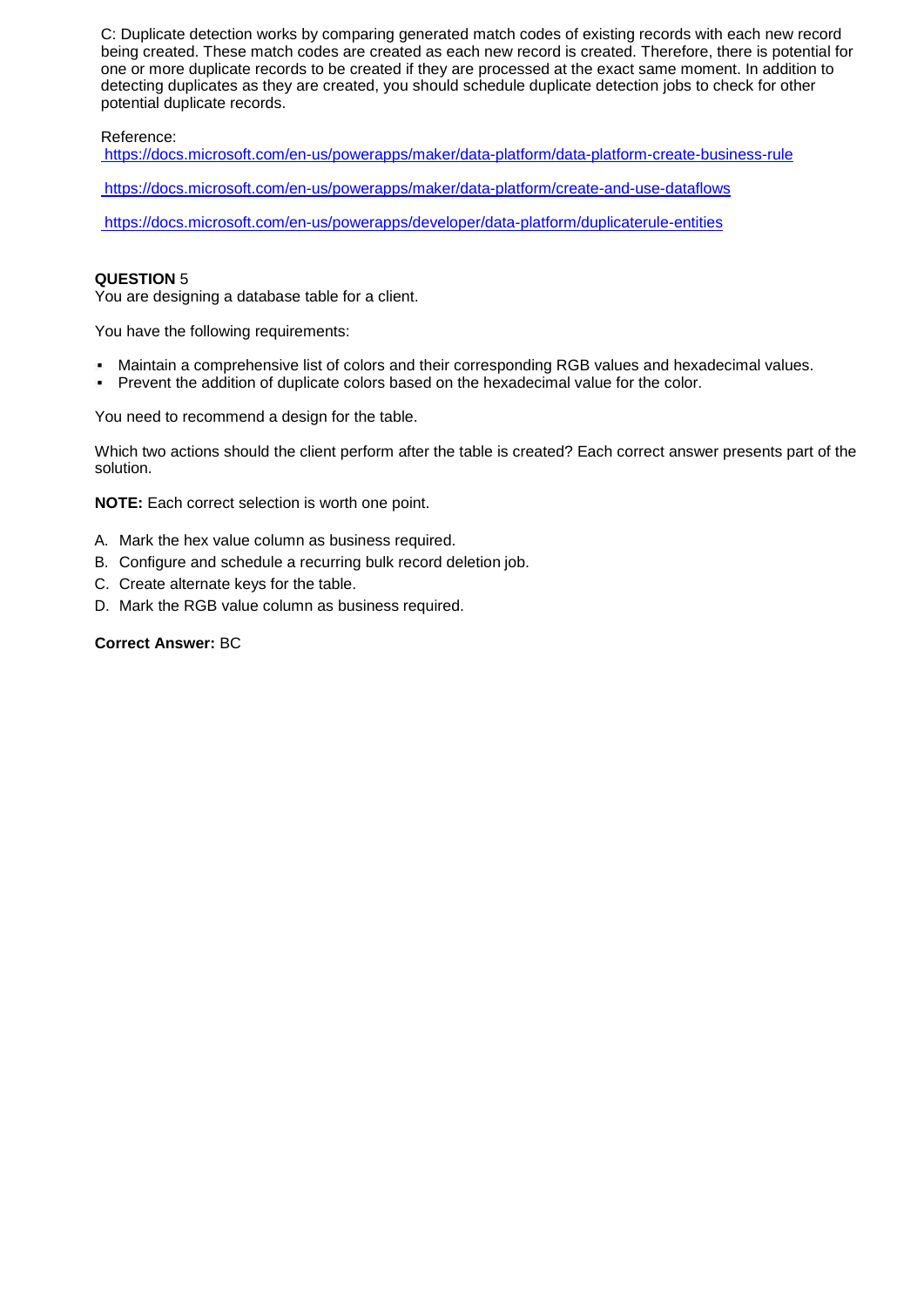C: Duplicate detection works by comparing generated match codes of existing records with each new record being created. These match codes are created as each new record is created. Therefore, there is potential for one or more duplicate records to be created if they are processed at the exact same moment. In addition to detecting duplicates as they are created, you should schedule duplicate detection jobs to check for other potential duplicate records.

Reference:
https://docs.microsoft.com/en-us/powerapps/maker/data-platform/data-platform-create-business-rule

https://docs.microsoft.com/en-us/powerapps/maker/data-platform/create-and-use-dataflows

https://docs.microsoft.com/en-us/powerapps/developer/data-platform/duplicaterule-entities

**QUESTION** 5

You are designing a database table for a client.

You have the following requirements:

- Maintain a comprehensive list of colors and their corresponding RGB values and hexadecimal values.
- Prevent the addition of duplicate colors based on the hexadecimal value for the color.

You need to recommend a design for the table.

Which two actions should the client perform after the table is created? Each correct answer presents part of the solution.

**NOTE:** Each correct selection is worth one point.

A. Mark the hex value column as business required.
B. Configure and schedule a recurring bulk record deletion job.
C. Create alternate keys for the table.
D. Mark the RGB value column as business required.

**Correct Answer:** BC